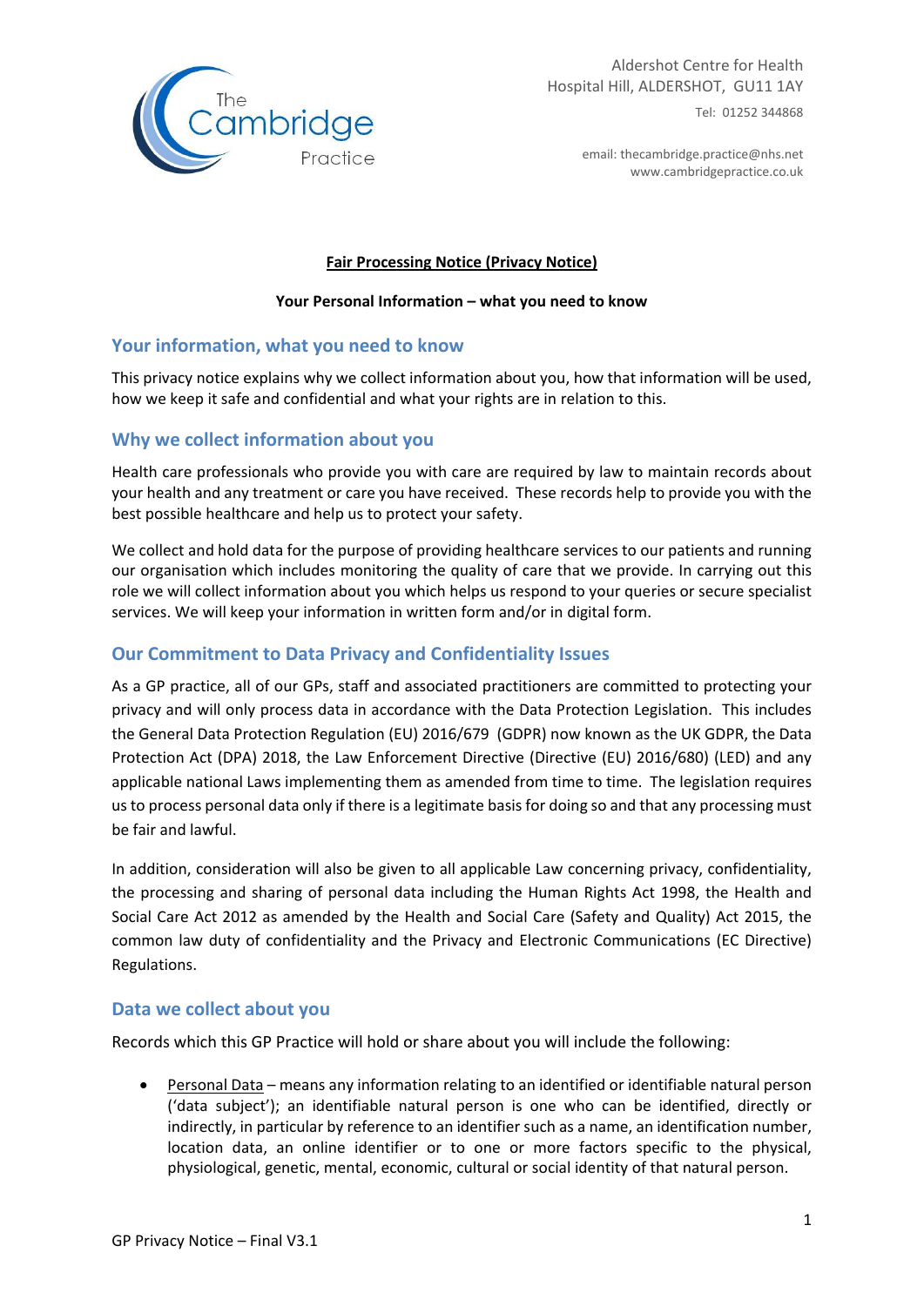Aldershot Centre for Health
Hospital Hill, ALDERSHOT, GU11 1AY
Tel: 01252 344868

email: thecambridge.practice@nhs.net
www.cambridgepractice.co.uk

**Fair Processing Notice (Privacy Notice)**

**Your Personal Information – what you need to know**

## Your information, what you need to know

This privacy notice explains why we collect information about you, how that information will be used, how we keep it safe and confidential and what your rights are in relation to this.

## Why we collect information about you

Health care professionals who provide you with care are required by law to maintain records about your health and any treatment or care you have received. These records help to provide you with the best possible healthcare and help us to protect your safety.

We collect and hold data for the purpose of providing healthcare services to our patients and running our organisation which includes monitoring the quality of care that we provide. In carrying out this role we will collect information about you which helps us respond to your queries or secure specialist services. We will keep your information in written form and/or in digital form.

## Our Commitment to Data Privacy and Confidentiality Issues

As a GP practice, all of our GPs, staff and associated practitioners are committed to protecting your privacy and will only process data in accordance with the Data Protection Legislation. This includes the General Data Protection Regulation (EU) 2016/679 (GDPR) now known as the UK GDPR, the Data Protection Act (DPA) 2018, the Law Enforcement Directive (Directive (EU) 2016/680) (LED) and any applicable national Laws implementing them as amended from time to time. The legislation requires us to process personal data only if there is a legitimate basis for doing so and that any processing must be fair and lawful.

In addition, consideration will also be given to all applicable Law concerning privacy, confidentiality, the processing and sharing of personal data including the Human Rights Act 1998, the Health and Social Care Act 2012 as amended by the Health and Social Care (Safety and Quality) Act 2015, the common law duty of confidentiality and the Privacy and Electronic Communications (EC Directive) Regulations.

## Data we collect about you

Records which this GP Practice will hold or share about you will include the following:

- Personal Data – means any information relating to an identified or identifiable natural person ('data subject'); an identifiable natural person is one who can be identified, directly or indirectly, in particular by reference to an identifier such as a name, an identification number, location data, an online identifier or to one or more factors specific to the physical, physiological, genetic, mental, economic, cultural or social identity of that natural person.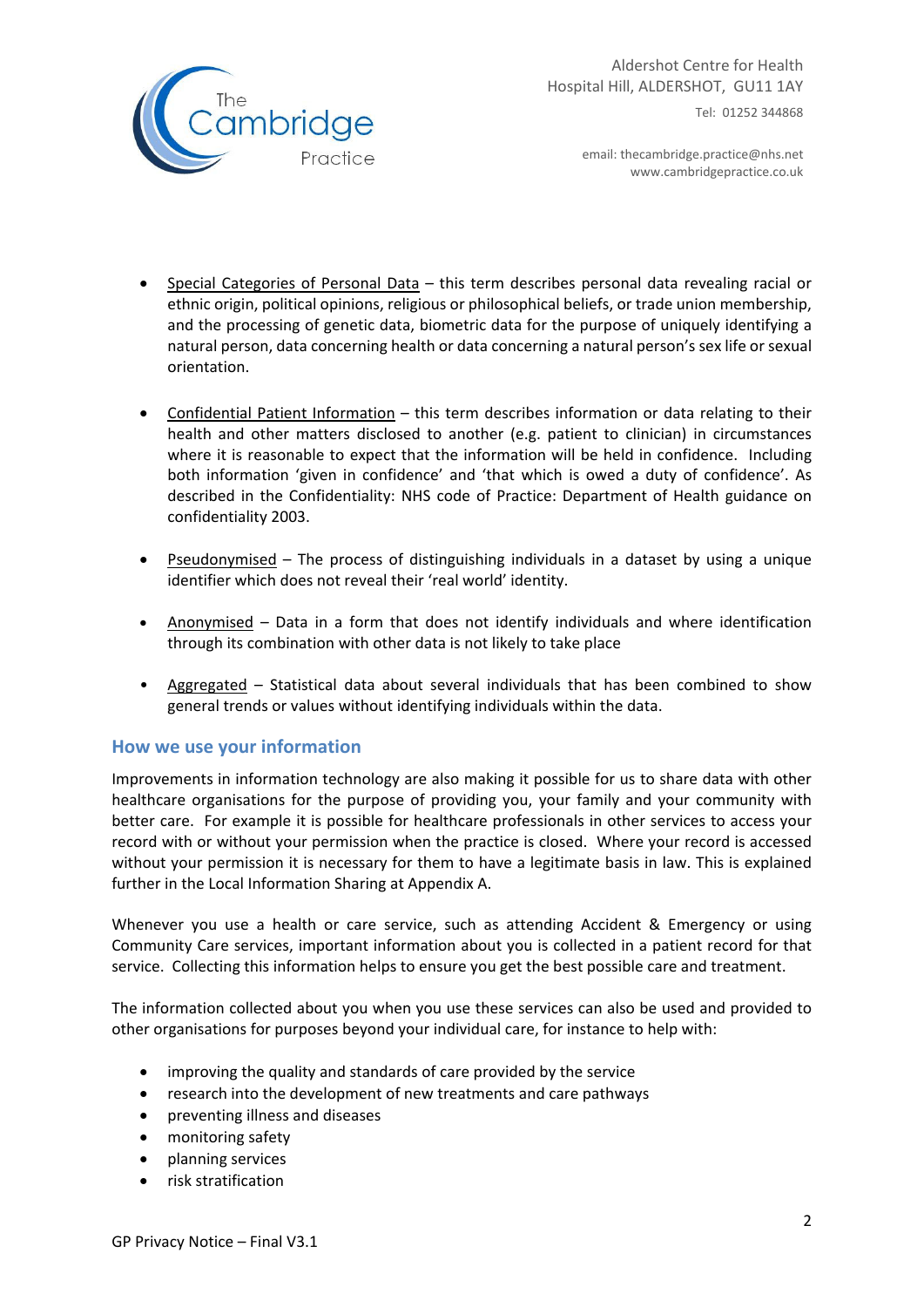- Special Categories of Personal Data – this term describes personal data revealing racial or ethnic origin, political opinions, religious or philosophical beliefs, or trade union membership, and the processing of genetic data, biometric data for the purpose of uniquely identifying a natural person, data concerning health or data concerning a natural person's sex life or sexual orientation.

- Confidential Patient Information – this term describes information or data relating to their health and other matters disclosed to another (e.g. patient to clinician) in circumstances where it is reasonable to expect that the information will be held in confidence. Including both information 'given in confidence' and 'that which is owed a duty of confidence'. As described in the Confidentiality: NHS code of Practice: Department of Health guidance on confidentiality 2003.

- Pseudonymised – The process of distinguishing individuals in a dataset by using a unique identifier which does not reveal their 'real world' identity.

- Anonymised – Data in a form that does not identify individuals and where identification through its combination with other data is not likely to take place

- Aggregated – Statistical data about several individuals that has been combined to show general trends or values without identifying individuals within the data.

## How we use your information

Improvements in information technology are also making it possible for us to share data with other healthcare organisations for the purpose of providing you, your family and your community with better care. For example it is possible for healthcare professionals in other services to access your record with or without your permission when the practice is closed. Where your record is accessed without your permission it is necessary for them to have a legitimate basis in law. This is explained further in the Local Information Sharing at Appendix A.

Whenever you use a health or care service, such as attending Accident & Emergency or using Community Care services, important information about you is collected in a patient record for that service. Collecting this information helps to ensure you get the best possible care and treatment.

The information collected about you when you use these services can also be used and provided to other organisations for purposes beyond your individual care, for instance to help with:

- improving the quality and standards of care provided by the service
- research into the development of new treatments and care pathways
- preventing illness and diseases
- monitoring safety
- planning services
- risk stratification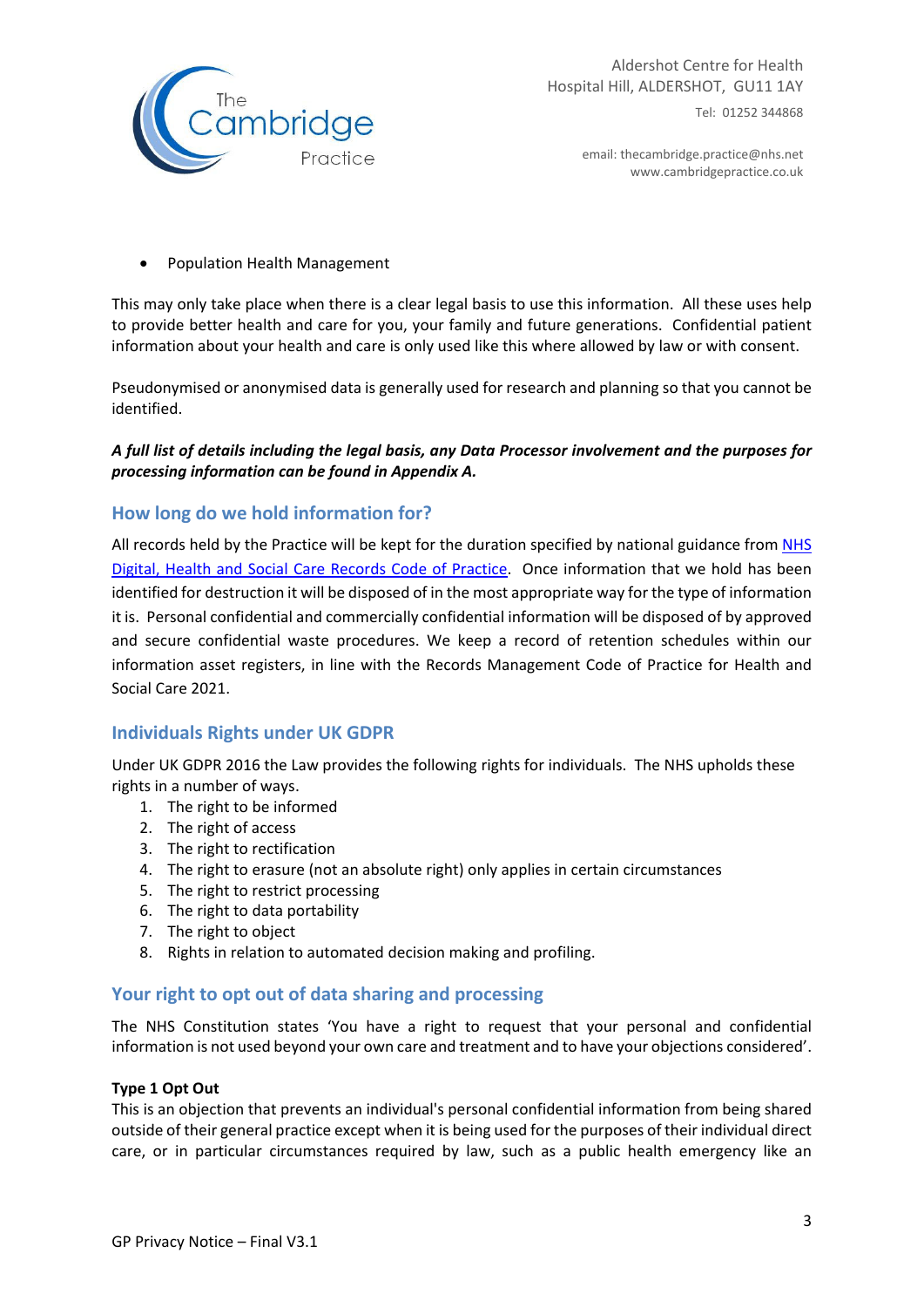- Population Health Management

This may only take place when there is a clear legal basis to use this information. All these uses help to provide better health and care for you, your family and future generations. Confidential patient information about your health and care is only used like this where allowed by law or with consent.

Pseudonymised or anonymised data is generally used for research and planning so that you cannot be identified.

***A full list of details including the legal basis, any Data Processor involvement and the purposes for processing information can be found in Appendix A.***

## How long do we hold information for?

All records held by the Practice will be kept for the duration specified by national guidance from NHS Digital, Health and Social Care Records Code of Practice. Once information that we hold has been identified for destruction it will be disposed of in the most appropriate way for the type of information it is. Personal confidential and commercially confidential information will be disposed of by approved and secure confidential waste procedures. We keep a record of retention schedules within our information asset registers, in line with the Records Management Code of Practice for Health and Social Care 2021.

## Individuals Rights under UK GDPR

Under UK GDPR 2016 the Law provides the following rights for individuals. The NHS upholds these rights in a number of ways.

1. The right to be informed
2. The right of access
3. The right to rectification
4. The right to erasure (not an absolute right) only applies in certain circumstances
5. The right to restrict processing
6. The right to data portability
7. The right to object
8. Rights in relation to automated decision making and profiling.

## Your right to opt out of data sharing and processing

The NHS Constitution states 'You have a right to request that your personal and confidential information is not used beyond your own care and treatment and to have your objections considered'.

**Type 1 Opt Out**

This is an objection that prevents an individual's personal confidential information from being shared outside of their general practice except when it is being used for the purposes of their individual direct care, or in particular circumstances required by law, such as a public health emergency like an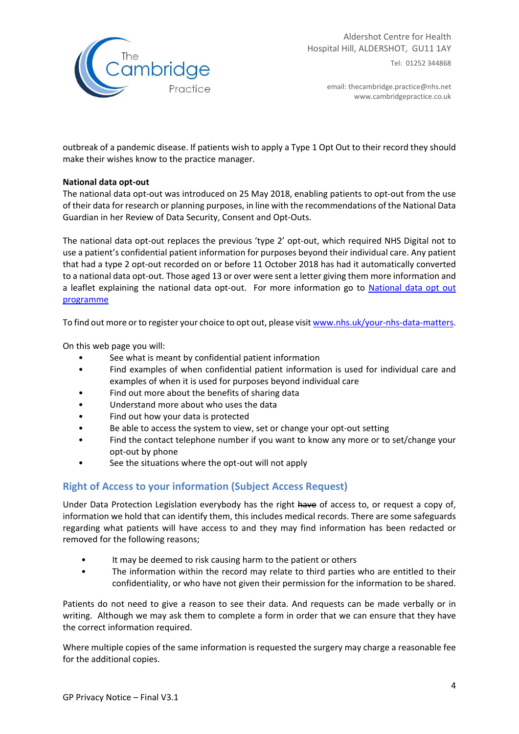outbreak of a pandemic disease. If patients wish to apply a Type 1 Opt Out to their record they should make their wishes know to the practice manager.

**National data opt-out**

The national data opt-out was introduced on 25 May 2018, enabling patients to opt-out from the use of their data for research or planning purposes, in line with the recommendations of the National Data Guardian in her Review of Data Security, Consent and Opt-Outs.

The national data opt-out replaces the previous 'type 2' opt-out, which required NHS Digital not to use a patient's confidential patient information for purposes beyond their individual care. Any patient that had a type 2 opt-out recorded on or before 11 October 2018 has had it automatically converted to a national data opt-out. Those aged 13 or over were sent a letter giving them more information and a leaflet explaining the national data opt-out. For more information go to [National data opt out programme]

To find out more or to register your choice to opt out, please visit www.nhs.uk/your-nhs-data-matters.

On this web page you will:

- See what is meant by confidential patient information
- Find examples of when confidential patient information is used for individual care and examples of when it is used for purposes beyond individual care
- Find out more about the benefits of sharing data
- Understand more about who uses the data
- Find out how your data is protected
- Be able to access the system to view, set or change your opt-out setting
- Find the contact telephone number if you want to know any more or to set/change your opt-out by phone
- See the situations where the opt-out will not apply

## Right of Access to your information (Subject Access Request)

Under Data Protection Legislation everybody has the right ~~have~~ of access to, or request a copy of, information we hold that can identify them, this includes medical records. There are some safeguards regarding what patients will have access to and they may find information has been redacted or removed for the following reasons;

- It may be deemed to risk causing harm to the patient or others
- The information within the record may relate to third parties who are entitled to their confidentiality, or who have not given their permission for the information to be shared.

Patients do not need to give a reason to see their data. And requests can be made verbally or in writing. Although we may ask them to complete a form in order that we can ensure that they have the correct information required.

Where multiple copies of the same information is requested the surgery may charge a reasonable fee for the additional copies.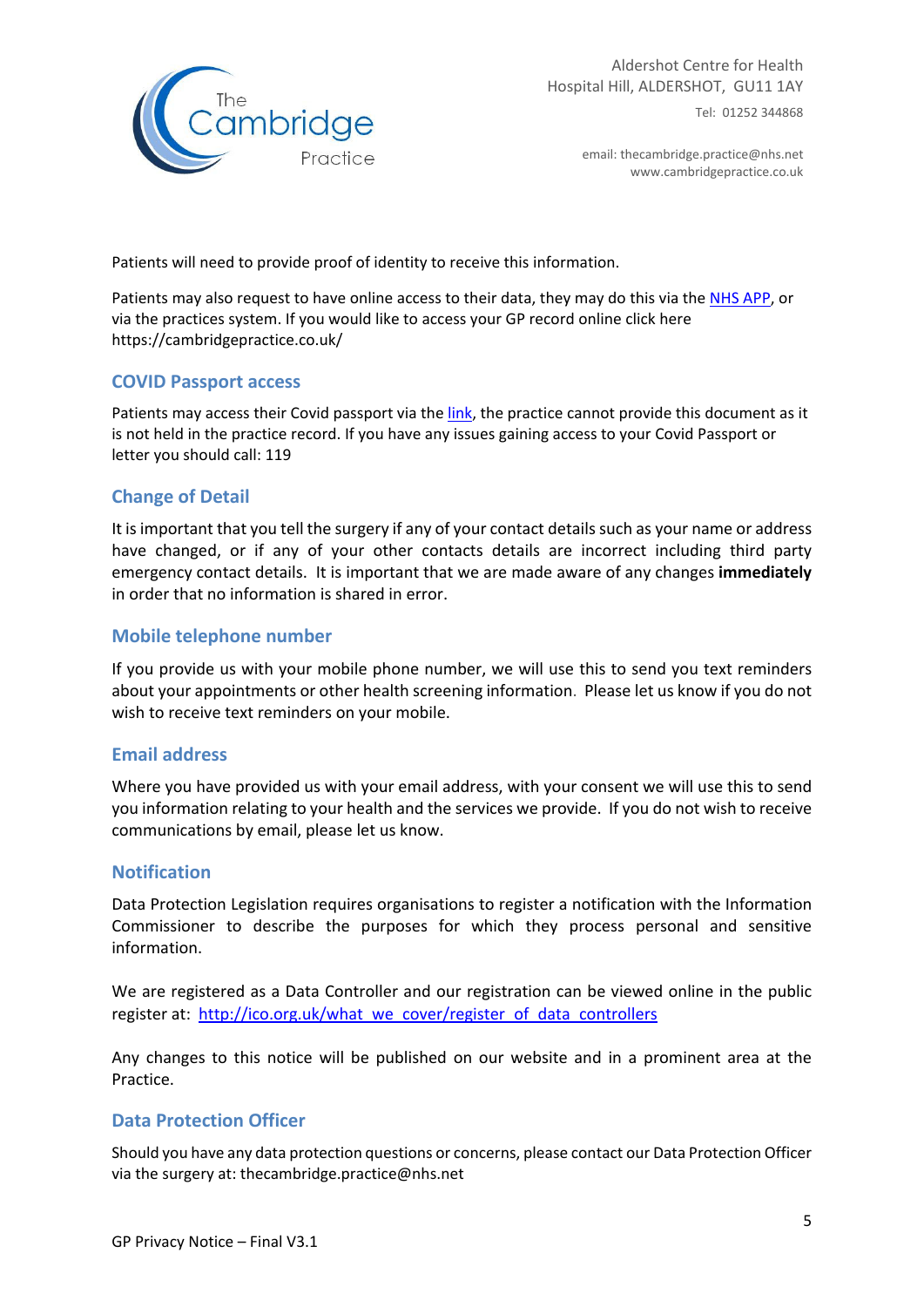Patients will need to provide proof of identity to receive this information.

Patients may also request to have online access to their data, they may do this via the NHS APP, or via the practices system. If you would like to access your GP record online click here https://cambridgepractice.co.uk/

## COVID Passport access

Patients may access their Covid passport via the link, the practice cannot provide this document as it is not held in the practice record. If you have any issues gaining access to your Covid Passport or letter you should call: 119

## Change of Detail

It is important that you tell the surgery if any of your contact details such as your name or address have changed, or if any of your other contacts details are incorrect including third party emergency contact details. It is important that we are made aware of any changes **immediately** in order that no information is shared in error.

## Mobile telephone number

If you provide us with your mobile phone number, we will use this to send you text reminders about your appointments or other health screening information. Please let us know if you do not wish to receive text reminders on your mobile.

## Email address

Where you have provided us with your email address, with your consent we will use this to send you information relating to your health and the services we provide. If you do not wish to receive communications by email, please let us know.

## Notification

Data Protection Legislation requires organisations to register a notification with the Information Commissioner to describe the purposes for which they process personal and sensitive information.

We are registered as a Data Controller and our registration can be viewed online in the public register at: http://ico.org.uk/what_we_cover/register_of_data_controllers

Any changes to this notice will be published on our website and in a prominent area at the Practice.

## Data Protection Officer

Should you have any data protection questions or concerns, please contact our Data Protection Officer via the surgery at: thecambridge.practice@nhs.net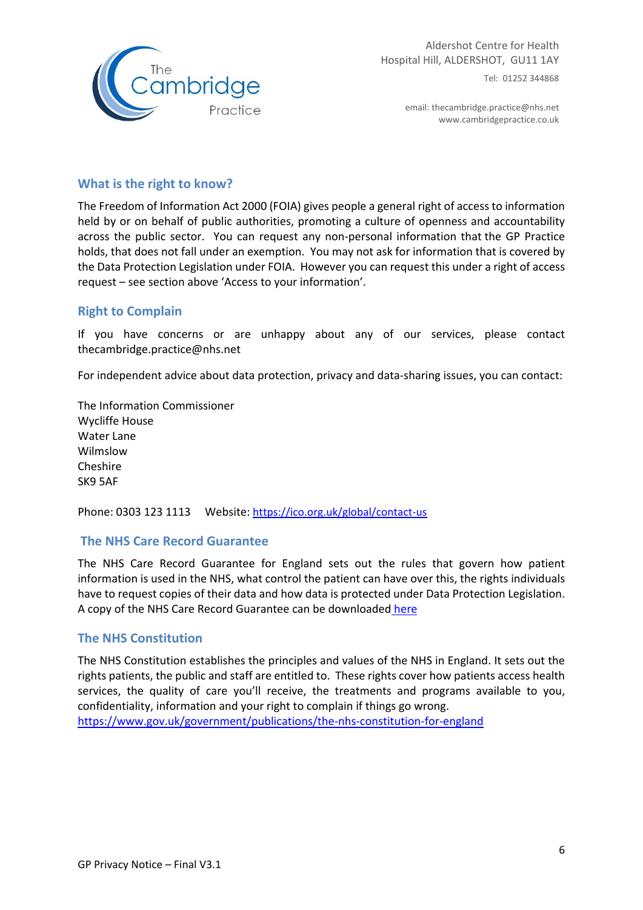## What is the right to know?

The Freedom of Information Act 2000 (FOIA) gives people a general right of access to information held by or on behalf of public authorities, promoting a culture of openness and accountability across the public sector. You can request any non-personal information that the GP Practice holds, that does not fall under an exemption. You may not ask for information that is covered by the Data Protection Legislation under FOIA. However you can request this under a right of access request – see section above 'Access to your information'.

## Right to Complain

If you have concerns or are unhappy about any of our services, please contact thecambridge.practice@nhs.net

For independent advice about data protection, privacy and data-sharing issues, you can contact:

The Information Commissioner
Wycliffe House
Water Lane
Wilmslow
Cheshire
SK9 5AF

Phone: 0303 123 1113    Website: [https://ico.org.uk/global/contact-us](https://ico.org.uk/global/contact-us)

## The NHS Care Record Guarantee

The NHS Care Record Guarantee for England sets out the rules that govern how patient information is used in the NHS, what control the patient can have over this, the rights individuals have to request copies of their data and how data is protected under Data Protection Legislation. A copy of the NHS Care Record Guarantee can be downloaded here

## The NHS Constitution

The NHS Constitution establishes the principles and values of the NHS in England. It sets out the rights patients, the public and staff are entitled to. These rights cover how patients access health services, the quality of care you'll receive, the treatments and programs available to you, confidentiality, information and your right to complain if things go wrong.
[https://www.gov.uk/government/publications/the-nhs-constitution-for-england](https://www.gov.uk/government/publications/the-nhs-constitution-for-england)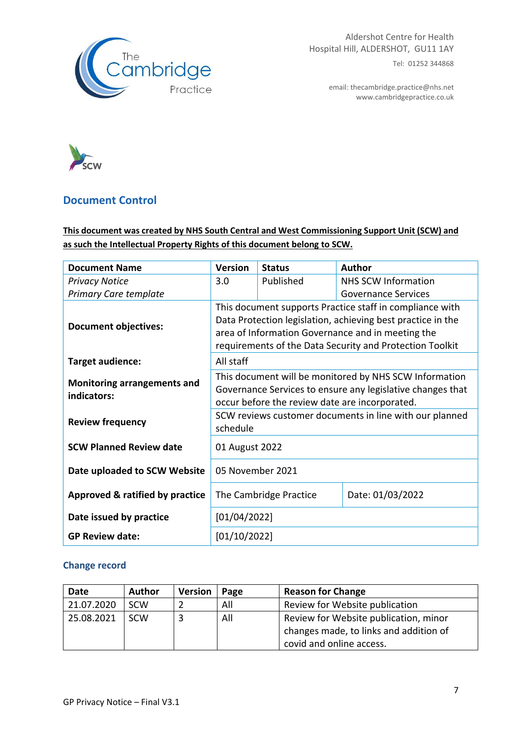Aldershot Centre for Health
Hospital Hill, ALDERSHOT, GU11 1AY
Tel: 01252 344868

email: thecambridge.practice@nhs.net
www.cambridgepractice.co.uk

## Document Control

**This document was created by NHS South Central and West Commissioning Support Unit (SCW) and as such the Intellectual Property Rights of this document belong to SCW.**

| **Document Name** | **Version** | **Status** | **Author** |
|---|---|---|---|
| *Privacy Notice*<br>*Primary Care template* | 3.0 | Published | NHS SCW Information Governance Services |
| **Document objectives:** | This document supports Practice staff in compliance with Data Protection legislation, achieving best practice in the area of Information Governance and in meeting the requirements of the Data Security and Protection Toolkit | | |
| **Target audience:** | All staff | | |
| **Monitoring arrangements and indicators:** | This document will be monitored by NHS SCW Information Governance Services to ensure any legislative changes that occur before the review date are incorporated. | | |
| **Review frequency** | SCW reviews customer documents in line with our planned schedule | | |
| **SCW Planned Review date** | 01 August 2022 | | |
| **Date uploaded to SCW Website** | 05 November 2021 | | |
| **Approved & ratified by practice** | The Cambridge Practice | | Date: 01/03/2022 |
| **Date issued by practice** | [01/04/2022] | | |
| **GP Review date:** | [01/10/2022] | | |

### Change record

| **Date** | **Author** | **Version** | **Page** | **Reason for Change** |
|---|---|---|---|---|
| 21.07.2020 | SCW | 2 | All | Review for Website publication |
| 25.08.2021 | SCW | 3 | All | Review for Website publication, minor changes made, to links and addition of covid and online access. |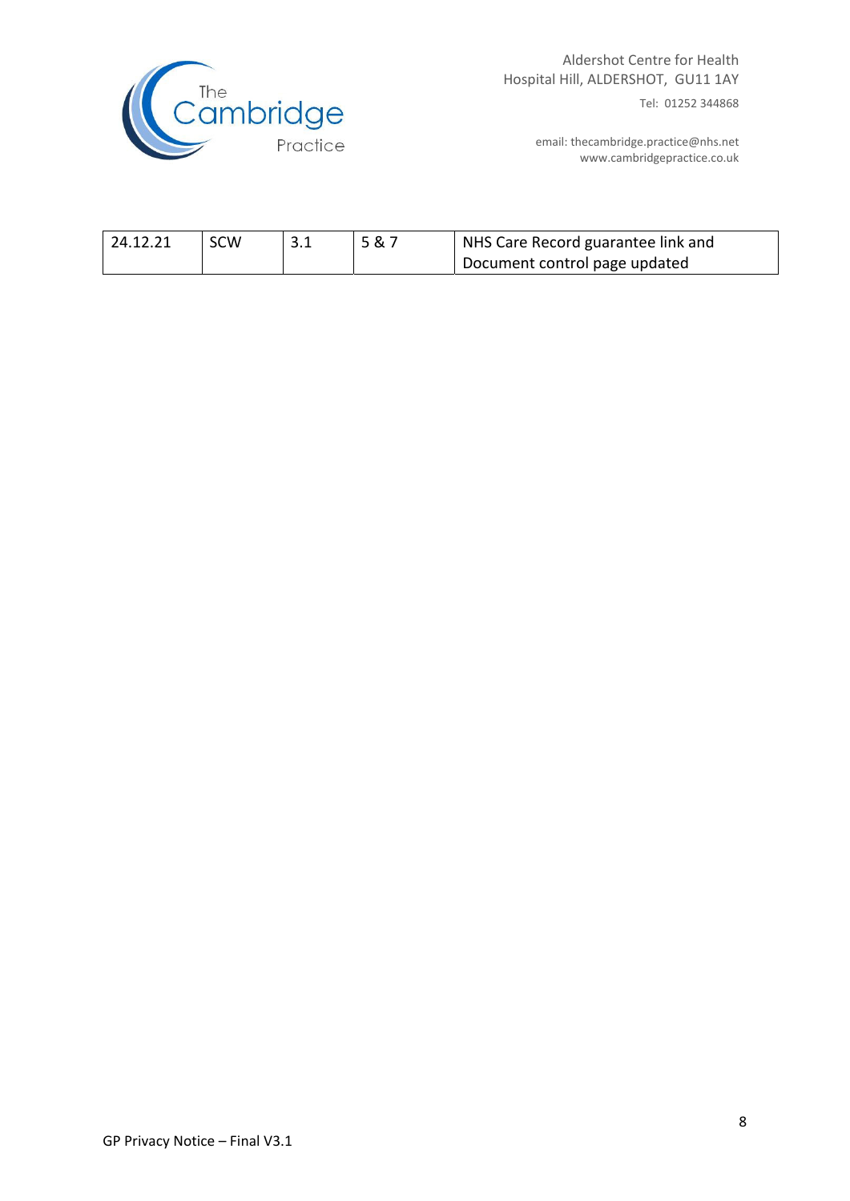| | | | | |
|---|---|---|---|---|
| 24.12.21 | SCW | 3.1 | 5 & 7 | NHS Care Record guarantee link and Document control page updated |